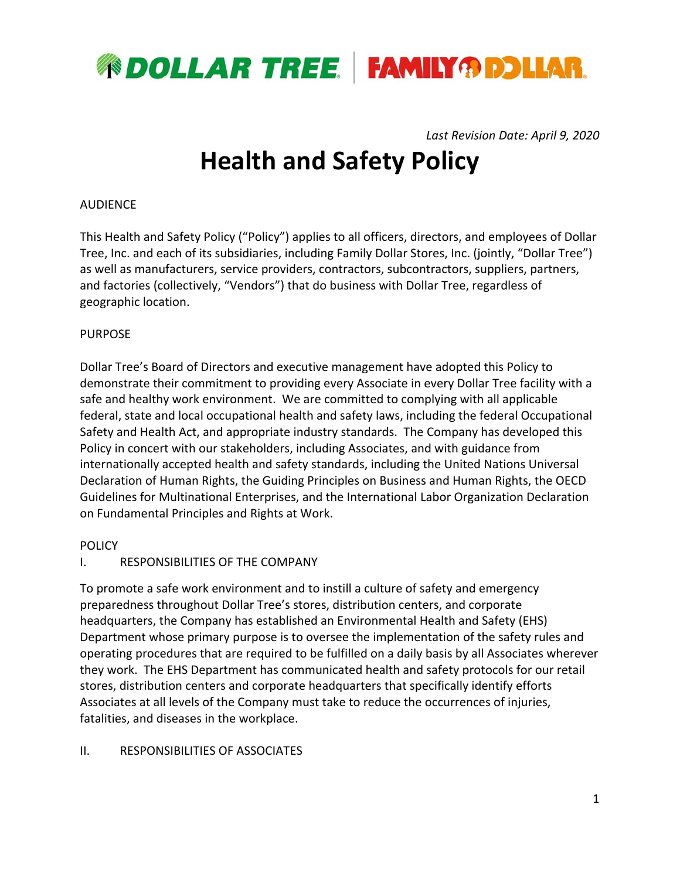*Last Revision Date: April 9, 2020*

# Health and Safety Policy

AUDIENCE

This Health and Safety Policy ("Policy") applies to all officers, directors, and employees of Dollar Tree, Inc. and each of its subsidiaries, including Family Dollar Stores, Inc. (jointly, "Dollar Tree") as well as manufacturers, service providers, contractors, subcontractors, suppliers, partners, and factories (collectively, "Vendors") that do business with Dollar Tree, regardless of geographic location.

PURPOSE

Dollar Tree's Board of Directors and executive management have adopted this Policy to demonstrate their commitment to providing every Associate in every Dollar Tree facility with a safe and healthy work environment. We are committed to complying with all applicable federal, state and local occupational health and safety laws, including the federal Occupational Safety and Health Act, and appropriate industry standards. The Company has developed this Policy in concert with our stakeholders, including Associates, and with guidance from internationally accepted health and safety standards, including the United Nations Universal Declaration of Human Rights, the Guiding Principles on Business and Human Rights, the OECD Guidelines for Multinational Enterprises, and the International Labor Organization Declaration on Fundamental Principles and Rights at Work.

POLICY

I. RESPONSIBILITIES OF THE COMPANY

To promote a safe work environment and to instill a culture of safety and emergency preparedness throughout Dollar Tree's stores, distribution centers, and corporate headquarters, the Company has established an Environmental Health and Safety (EHS) Department whose primary purpose is to oversee the implementation of the safety rules and operating procedures that are required to be fulfilled on a daily basis by all Associates wherever they work. The EHS Department has communicated health and safety protocols for our retail stores, distribution centers and corporate headquarters that specifically identify efforts Associates at all levels of the Company must take to reduce the occurrences of injuries, fatalities, and diseases in the workplace.

II. RESPONSIBILITIES OF ASSOCIATES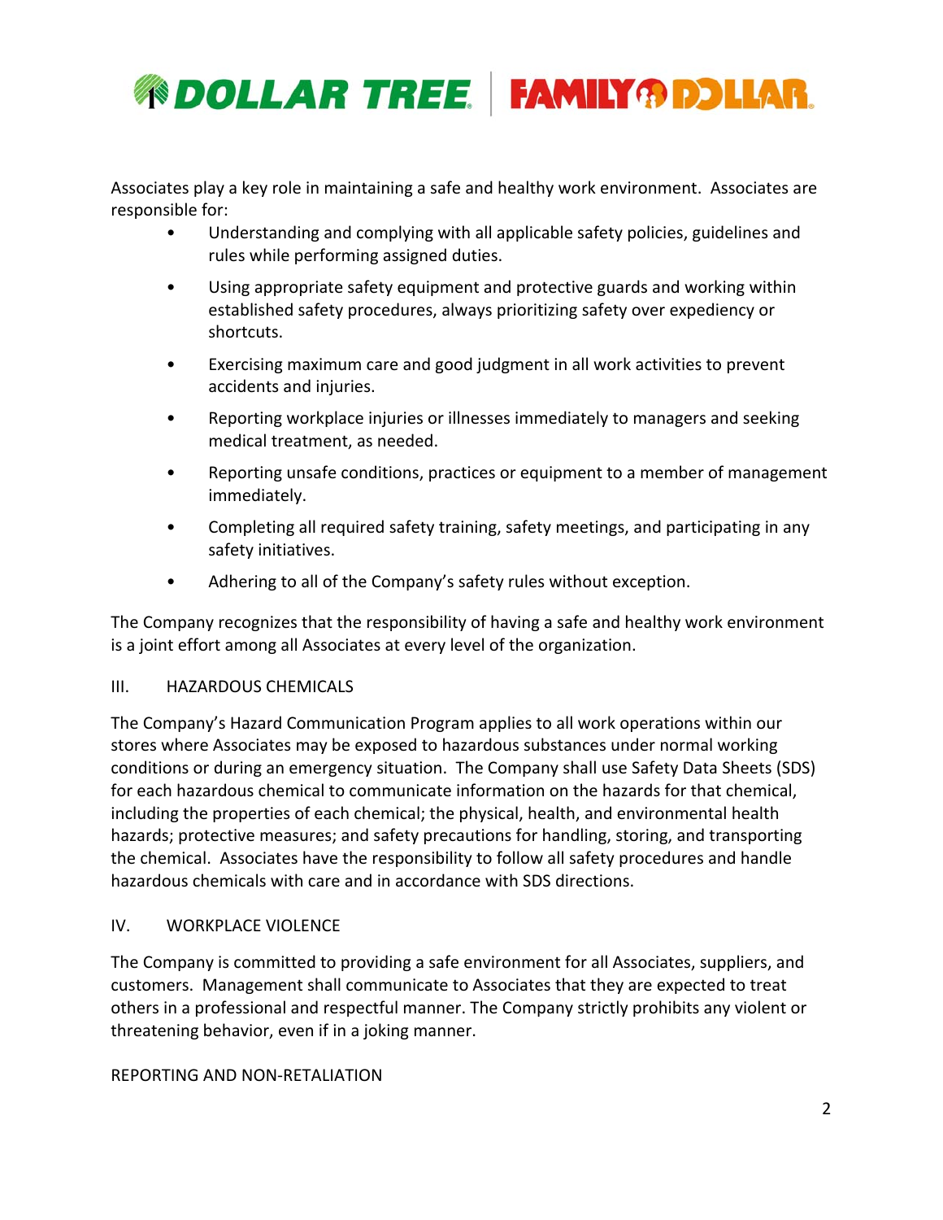Associates play a key role in maintaining a safe and healthy work environment. Associates are responsible for:

- Understanding and complying with all applicable safety policies, guidelines and rules while performing assigned duties.
- Using appropriate safety equipment and protective guards and working within established safety procedures, always prioritizing safety over expediency or shortcuts.
- Exercising maximum care and good judgment in all work activities to prevent accidents and injuries.
- Reporting workplace injuries or illnesses immediately to managers and seeking medical treatment, as needed.
- Reporting unsafe conditions, practices or equipment to a member of management immediately.
- Completing all required safety training, safety meetings, and participating in any safety initiatives.
- Adhering to all of the Company's safety rules without exception.

The Company recognizes that the responsibility of having a safe and healthy work environment is a joint effort among all Associates at every level of the organization.

## III. HAZARDOUS CHEMICALS

The Company's Hazard Communication Program applies to all work operations within our stores where Associates may be exposed to hazardous substances under normal working conditions or during an emergency situation. The Company shall use Safety Data Sheets (SDS) for each hazardous chemical to communicate information on the hazards for that chemical, including the properties of each chemical; the physical, health, and environmental health hazards; protective measures; and safety precautions for handling, storing, and transporting the chemical. Associates have the responsibility to follow all safety procedures and handle hazardous chemicals with care and in accordance with SDS directions.

## IV. WORKPLACE VIOLENCE

The Company is committed to providing a safe environment for all Associates, suppliers, and customers. Management shall communicate to Associates that they are expected to treat others in a professional and respectful manner. The Company strictly prohibits any violent or threatening behavior, even if in a joking manner.

### REPORTING AND NON-RETALIATION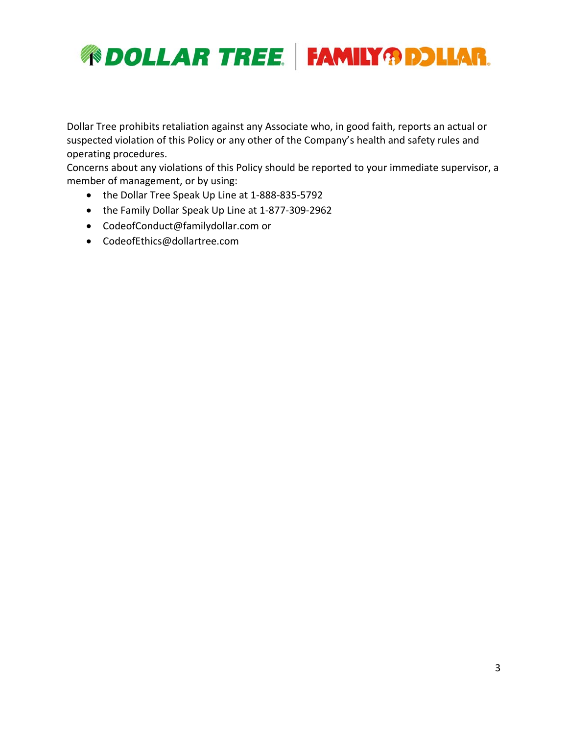Dollar Tree prohibits retaliation against any Associate who, in good faith, reports an actual or suspected violation of this Policy or any other of the Company's health and safety rules and operating procedures.

Concerns about any violations of this Policy should be reported to your immediate supervisor, a member of management, or by using:

- the Dollar Tree Speak Up Line at 1-888-835-5792
- the Family Dollar Speak Up Line at 1-877-309-2962
- CodeofConduct@familydollar.com or
- CodeofEthics@dollartree.com